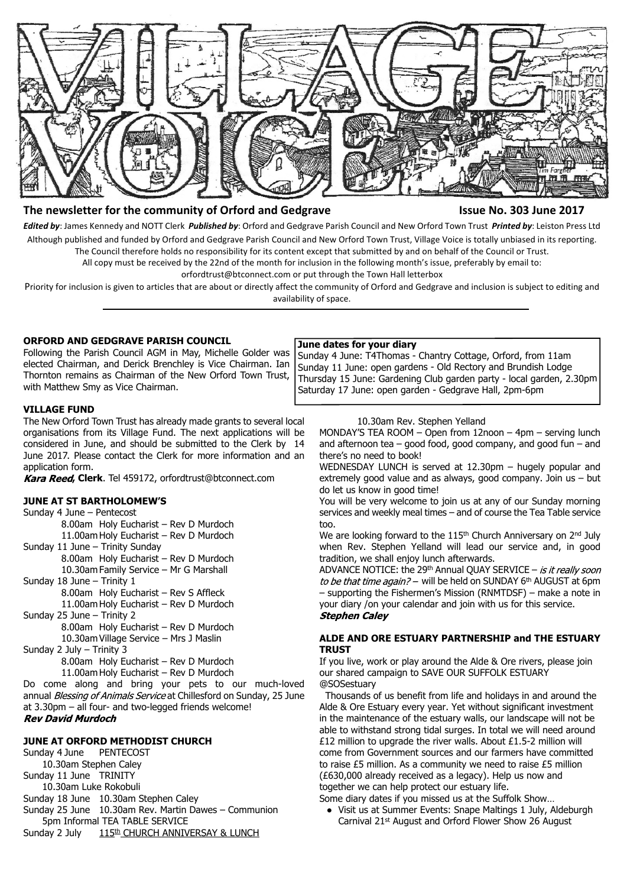# VILLAGE VOICE

**The newsletter for the community of Orford and Gedgrave** **Issue No. 303 June 2017**

***Edited by***: James Kennedy and NOTT Clerk ***Published by***: Orford and Gedgrave Parish Council and New Orford Town Trust ***Printed by***: Leiston Press Ltd

Although published and funded by Orford and Gedgrave Parish Council and New Orford Town Trust, Village Voice is totally unbiased in its reporting. The Council therefore holds no responsibility for its content except that submitted by and on behalf of the Council or Trust.

All copy must be received by the 22nd of the month for inclusion in the following month's issue, preferably by email to: orfordtrust@btconnect.com or put through the Town Hall letterbox

Priority for inclusion is given to articles that are about or directly affect the community of Orford and Gedgrave and inclusion is subject to editing and availability of space.

---

### ORFORD AND GEDGRAVE PARISH COUNCIL

Following the Parish Council AGM in May, Michelle Golder was elected Chairman, and Derick Brenchley is Vice Chairman. Ian Thornton remains as Chairman of the New Orford Town Trust, with Matthew Smy as Vice Chairman.

**June dates for your diary**

Sunday 4 June: T4Thomas - Chantry Cottage, Orford, from 11am
Sunday 11 June: open gardens - Old Rectory and Brundish Lodge
Thursday 15 June: Gardening Club garden party - local garden, 2.30pm
Saturday 17 June: open garden - Gedgrave Hall, 2pm-6pm

### VILLAGE FUND

The New Orford Town Trust has already made grants to several local organisations from its Village Fund. The next applications will be considered in June, and should be submitted to the Clerk by 14 June 2017. Please contact the Clerk for more information and an application form.

***Kara Reed*, Clerk**. Tel 459172, orfordtrust@btconnect.com

### JUNE AT ST BARTHOLOMEW'S

Sunday 4 June – Pentecost
8.00am Holy Eucharist – Rev D Murdoch
11.00am Holy Eucharist – Rev D Murdoch

Sunday 11 June – Trinity Sunday
8.00am Holy Eucharist – Rev D Murdoch
10.30am Family Service – Mr G Marshall

Sunday 18 June – Trinity 1
8.00am Holy Eucharist – Rev S Affleck
11.00am Holy Eucharist – Rev D Murdoch

Sunday 25 June – Trinity 2
8.00am Holy Eucharist – Rev D Murdoch
10.30am Village Service – Mrs J Maslin

Sunday 2 July – Trinity 3
8.00am Holy Eucharist – Rev D Murdoch
11.00am Holy Eucharist – Rev D Murdoch

Do come along and bring your pets to our much-loved annual *Blessing of Animals Service* at Chillesford on Sunday, 25 June at 3.30pm – all four- and two-legged friends welcome!

***Rev David Murdoch***

### JUNE AT ORFORD METHODIST CHURCH

Sunday 4 June PENTECOST
10.30am Stephen Caley

Sunday 11 June TRINITY
10.30am Luke Rokobuli

Sunday 18 June 10.30am Stephen Caley

Sunday 25 June 10.30am Rev. Martin Dawes – Communion
5pm Informal TEA TABLE SERVICE

Sunday 2 July <u>115th CHURCH ANNIVERSAY & LUNCH</u>
10.30am Rev. Stephen Yelland

MONDAY'S TEA ROOM – Open from 12noon – 4pm – serving lunch and afternoon tea – good food, good company, and good fun – and there's no need to book!

WEDNESDAY LUNCH is served at 12.30pm – hugely popular and extremely good value and as always, good company. Join us – but do let us know in good time!

You will be very welcome to join us at any of our Sunday morning services and weekly meal times – and of course the Tea Table service too.

We are looking forward to the 115th Church Anniversary on 2nd July when Rev. Stephen Yelland will lead our service and, in good tradition, we shall enjoy lunch afterwards.

ADVANCE NOTICE: the 29th Annual QUAY SERVICE – *is it really soon to be that time again?* – will be held on SUNDAY 6th AUGUST at 6pm – supporting the Fishermen's Mission (RNMTDSF) – make a note in your diary /on your calendar and join with us for this service.

***Stephen Caley***

### ALDE AND ORE ESTUARY PARTNERSHIP and THE ESTUARY TRUST

If you live, work or play around the Alde & Ore rivers, please join our shared campaign to SAVE OUR SUFFOLK ESTUARY @SOSestuary

Thousands of us benefit from life and holidays in and around the Alde & Ore Estuary every year. Yet without significant investment in the maintenance of the estuary walls, our landscape will not be able to withstand strong tidal surges. In total we will need around £12 million to upgrade the river walls. About £1.5-2 million will come from Government sources and our farmers have committed to raise £5 million. As a community we need to raise £5 million (£630,000 already received as a legacy). Help us now and together we can help protect our estuary life.

Some diary dates if you missed us at the Suffolk Show…

- Visit us at Summer Events: Snape Maltings 1 July, Aldeburgh Carnival 21st August and Orford Flower Show 26 August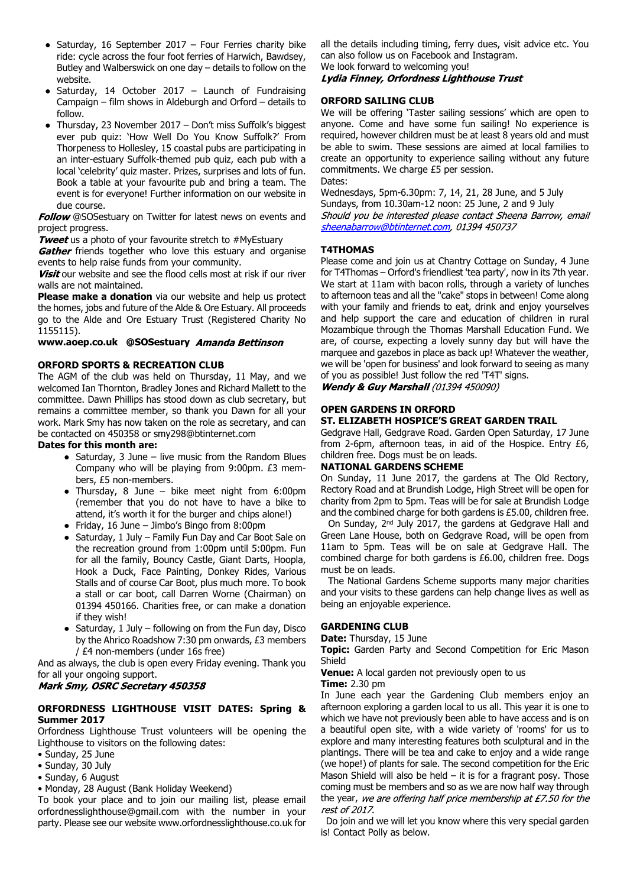- Saturday, 16 September 2017 – Four Ferries charity bike ride: cycle across the four foot ferries of Harwich, Bawdsey, Butley and Walberswick on one day – details to follow on the website.
- Saturday, 14 October 2017 – Launch of Fundraising Campaign – film shows in Aldeburgh and Orford – details to follow.
- Thursday, 23 November 2017 – Don't miss Suffolk's biggest ever pub quiz: 'How Well Do You Know Suffolk?' From Thorpeness to Hollesley, 15 coastal pubs are participating in an inter-estuary Suffolk-themed pub quiz, each pub with a local 'celebrity' quiz master. Prizes, surprises and lots of fun. Book a table at your favourite pub and bring a team. The event is for everyone! Further information on our website in due course.

***Follow*** @SOSestuary on Twitter for latest news on events and project progress.

***Tweet*** us a photo of your favourite stretch to #MyEstuary

***Gather*** friends together who love this estuary and organise events to help raise funds from your community.

***Visit*** our website and see the flood cells most at risk if our river walls are not maintained.

**Please make a donation** via our website and help us protect the homes, jobs and future of the Alde & Ore Estuary. All proceeds go to the Alde and Ore Estuary Trust (Registered Charity No 1155115).

**www.aoep.co.uk @SOSestuary** ***Amanda Bettinson***

## ORFORD SPORTS & RECREATION CLUB

The AGM of the club was held on Thursday, 11 May, and we welcomed Ian Thornton, Bradley Jones and Richard Mallett to the committee. Dawn Phillips has stood down as club secretary, but remains a committee member, so thank you Dawn for all your work. Mark Smy has now taken on the role as secretary, and can be contacted on 450358 or smy298@btinternet.com

**Dates for this month are:**

- Saturday, 3 June – live music from the Random Blues Company who will be playing from 9:00pm. £3 members, £5 non-members.
- Thursday, 8 June – bike meet night from 6:00pm (remember that you do not have to have a bike to attend, it's worth it for the burger and chips alone!)
- Friday, 16 June – Jimbo's Bingo from 8:00pm
- Saturday, 1 July – Family Fun Day and Car Boot Sale on the recreation ground from 1:00pm until 5:00pm. Fun for all the family, Bouncy Castle, Giant Darts, Hoopla, Hook a Duck, Face Painting, Donkey Rides, Various Stalls and of course Car Boot, plus much more. To book a stall or car boot, call Darren Worne (Chairman) on 01394 450166. Charities free, or can make a donation if they wish!
- Saturday, 1 July – following on from the Fun day, Disco by the Ahrico Roadshow 7:30 pm onwards, £3 members / £4 non-members (under 16s free)

And as always, the club is open every Friday evening. Thank you for all your ongoing support.

***Mark Smy, OSRC Secretary 450358***

## ORFORDNESS LIGHTHOUSE VISIT DATES: Spring & Summer 2017

Orfordness Lighthouse Trust volunteers will be opening the Lighthouse to visitors on the following dates:

- Sunday, 25 June
- Sunday, 30 July
- Sunday, 6 August
- Monday, 28 August (Bank Holiday Weekend)

To book your place and to join our mailing list, please email orfordnesslighthouse@gmail.com with the number in your party. Please see our website www.orfordnesslighthouse.co.uk for all the details including timing, ferry dues, visit advice etc. You can also follow us on Facebook and Instagram.

We look forward to welcoming you!

***Lydia Finney, Orfordness Lighthouse Trust***

## ORFORD SAILING CLUB

We will be offering 'Taster sailing sessions' which are open to anyone. Come and have some fun sailing! No experience is required, however children must be at least 8 years old and must be able to swim. These sessions are aimed at local families to create an opportunity to experience sailing without any future commitments. We charge £5 per session.

Dates:

Wednesdays, 5pm-6.30pm: 7, 14, 21, 28 June, and 5 July
Sundays, from 10.30am-12 noon: 25 June, 2 and 9 July

*Should you be interested please contact Sheena Barrow, email sheenabarrow@btinternet.com, 01394 450737*

## T4THOMAS

Please come and join us at Chantry Cottage on Sunday, 4 June for T4Thomas – Orford's friendliest 'tea party', now in its 7th year. We start at 11am with bacon rolls, through a variety of lunches to afternoon teas and all the "cake" stops in between! Come along with your family and friends to eat, drink and enjoy yourselves and help support the care and education of children in rural Mozambique through the Thomas Marshall Education Fund. We are, of course, expecting a lovely sunny day but will have the marquee and gazebos in place as back up! Whatever the weather, we will be 'open for business' and look forward to seeing as many of you as possible! Just follow the red 'T4T' signs.

***Wendy & Guy Marshall*** *(01394 450090)*

## OPEN GARDENS IN ORFORD

### ST. ELIZABETH HOSPICE'S GREAT GARDEN TRAIL

Gedgrave Hall, Gedgrave Road. Garden Open Saturday, 17 June from 2-6pm, afternoon teas, in aid of the Hospice. Entry £6, children free. Dogs must be on leads.

### NATIONAL GARDENS SCHEME

On Sunday, 11 June 2017, the gardens at The Old Rectory, Rectory Road and at Brundish Lodge, High Street will be open for charity from 2pm to 5pm. Teas will be for sale at Brundish Lodge and the combined charge for both gardens is £5.00, children free.

On Sunday, 2nd July 2017, the gardens at Gedgrave Hall and Green Lane House, both on Gedgrave Road, will be open from 11am to 5pm. Teas will be on sale at Gedgrave Hall. The combined charge for both gardens is £6.00, children free. Dogs must be on leads.

The National Gardens Scheme supports many major charities and your visits to these gardens can help change lives as well as being an enjoyable experience.

## GARDENING CLUB

**Date:** Thursday, 15 June

**Topic:** Garden Party and Second Competition for Eric Mason Shield

**Venue:** A local garden not previously open to us

**Time:** 2.30 pm

In June each year the Gardening Club members enjoy an afternoon exploring a garden local to us all. This year it is one to which we have not previously been able to have access and is on a beautiful open site, with a wide variety of 'rooms' for us to explore and many interesting features both sculptural and in the plantings. There will be tea and cake to enjoy and a wide range (we hope!) of plants for sale. The second competition for the Eric Mason Shield will also be held – it is for a fragrant posy. Those coming must be members and so as we are now half way through the year, *we are offering half price membership at £7.50 for the rest of 2017.*

Do join and we will let you know where this very special garden is! Contact Polly as below.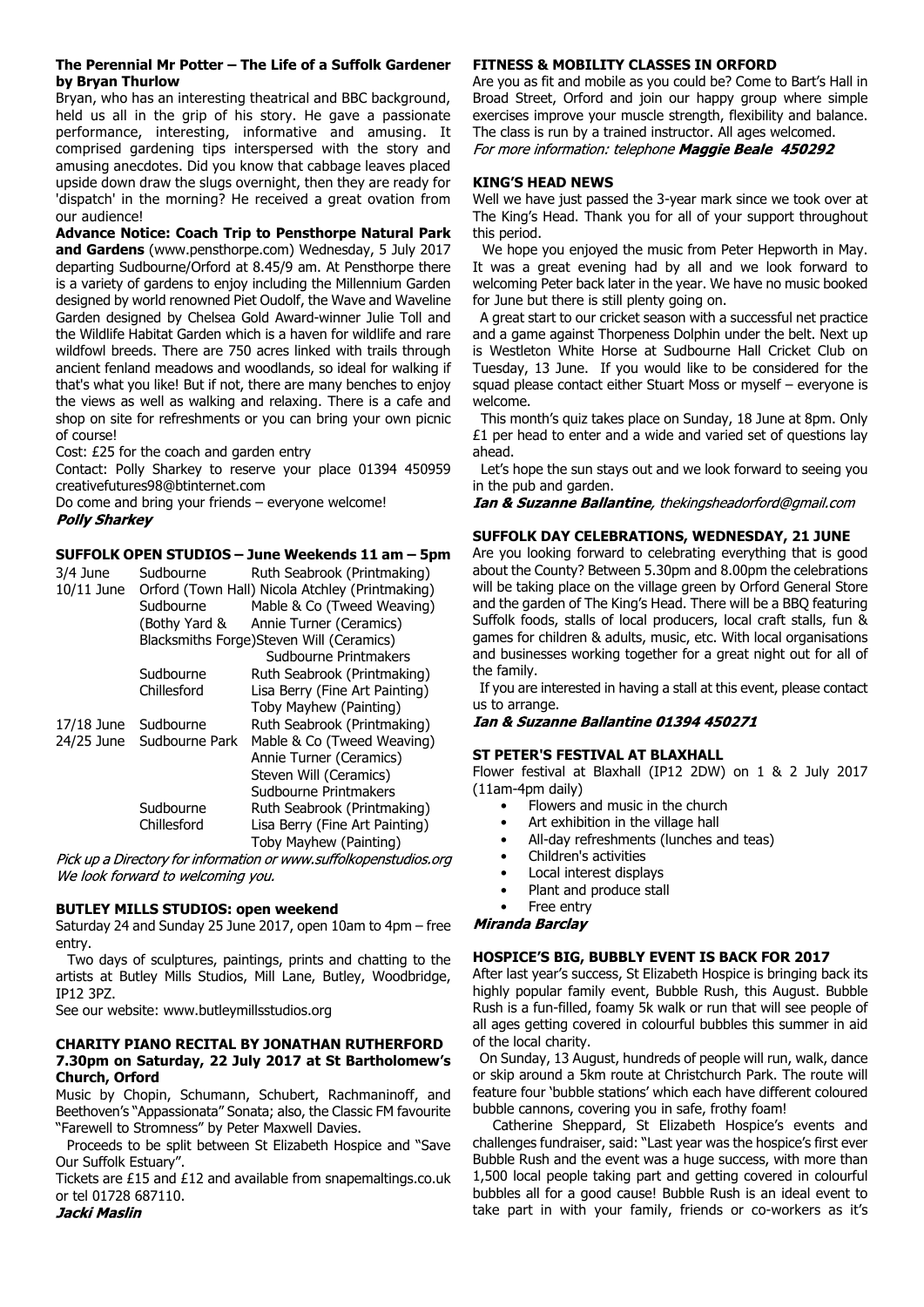### The Perennial Mr Potter – The Life of a Suffolk Gardener by Bryan Thurlow

Bryan, who has an interesting theatrical and BBC background, held us all in the grip of his story. He gave a passionate performance, interesting, informative and amusing. It comprised gardening tips interspersed with the story and amusing anecdotes. Did you know that cabbage leaves placed upside down draw the slugs overnight, then they are ready for 'dispatch' in the morning? He received a great ovation from our audience!

**Advance Notice: Coach Trip to Pensthorpe Natural Park and Gardens** (www.pensthorpe.com) Wednesday, 5 July 2017 departing Sudbourne/Orford at 8.45/9 am. At Pensthorpe there is a variety of gardens to enjoy including the Millennium Garden designed by world renowned Piet Oudolf, the Wave and Waveline Garden designed by Chelsea Gold Award-winner Julie Toll and the Wildlife Habitat Garden which is a haven for wildlife and rare wildfowl breeds. There are 750 acres linked with trails through ancient fenland meadows and woodlands, so ideal for walking if that's what you like! But if not, there are many benches to enjoy the views as well as walking and relaxing. There is a cafe and shop on site for refreshments or you can bring your own picnic of course!

Cost: £25 for the coach and garden entry

Contact: Polly Sharkey to reserve your place 01394 450959 creativefutures98@btinternet.com

Do come and bring your friends – everyone welcome!

***Polly Sharkey***

### SUFFOLK OPEN STUDIOS – June Weekends 11 am – 5pm

| Date | Location | Artist |
| --- | --- | --- |
| 3/4 June | Sudbourne | Ruth Seabrook (Printmaking) |
| 10/11 June | Orford (Town Hall) | Nicola Atchley (Printmaking) |
| | Sudbourne (Bothy Yard & Blacksmiths Forge) | Mable & Co (Tweed Weaving)<br>Annie Turner (Ceramics)<br>Steven Will (Ceramics)<br>Sudbourne Printmakers |
| | Sudbourne | Ruth Seabrook (Printmaking) |
| | Chillesford | Lisa Berry (Fine Art Painting)<br>Toby Mayhew (Painting) |
| 17/18 June | Sudbourne | Ruth Seabrook (Printmaking) |
| 24/25 June | Sudbourne Park | Mable & Co (Tweed Weaving)<br>Annie Turner (Ceramics)<br>Steven Will (Ceramics)<br>Sudbourne Printmakers |
| | Sudbourne | Ruth Seabrook (Printmaking) |
| | Chillesford | Lisa Berry (Fine Art Painting)<br>Toby Mayhew (Painting) |

*Pick up a Directory for information or www.suffolkopenstudios.org*
*We look forward to welcoming you.*

### BUTLEY MILLS STUDIOS: open weekend

Saturday 24 and Sunday 25 June 2017, open 10am to 4pm – free entry.

Two days of sculptures, paintings, prints and chatting to the artists at Butley Mills Studios, Mill Lane, Butley, Woodbridge, IP12 3PZ.

See our website: www.butleymillsstudios.org

### CHARITY PIANO RECITAL BY JONATHAN RUTHERFORD 7.30pm on Saturday, 22 July 2017 at St Bartholomew's Church, Orford

Music by Chopin, Schumann, Schubert, Rachmaninoff, and Beethoven's "Appassionata" Sonata; also, the Classic FM favourite "Farewell to Stromness" by Peter Maxwell Davies.

Proceeds to be split between St Elizabeth Hospice and "Save Our Suffolk Estuary".

Tickets are £15 and £12 and available from snapemaltings.co.uk or tel 01728 687110.

***Jacki Maslin***

### FITNESS & MOBILITY CLASSES IN ORFORD

Are you as fit and mobile as you could be? Come to Bart's Hall in Broad Street, Orford and join our happy group where simple exercises improve your muscle strength, flexibility and balance. The class is run by a trained instructor. All ages welcomed.

*For more information: telephone* ***Maggie Beale 450292***

### KING'S HEAD NEWS

Well we have just passed the 3-year mark since we took over at The King's Head. Thank you for all of your support throughout this period.

We hope you enjoyed the music from Peter Hepworth in May. It was a great evening had by all and we look forward to welcoming Peter back later in the year. We have no music booked for June but there is still plenty going on.

A great start to our cricket season with a successful net practice and a game against Thorpeness Dolphin under the belt. Next up is Westleton White Horse at Sudbourne Hall Cricket Club on Tuesday, 13 June. If you would like to be considered for the squad please contact either Stuart Moss or myself – everyone is welcome.

This month's quiz takes place on Sunday, 18 June at 8pm. Only £1 per head to enter and a wide and varied set of questions lay ahead.

Let's hope the sun stays out and we look forward to seeing you in the pub and garden.

***Ian & Suzanne Ballantine****, thekingsheadorford@gmail.com*

### SUFFOLK DAY CELEBRATIONS, WEDNESDAY, 21 JUNE

Are you looking forward to celebrating everything that is good about the County? Between 5.30pm and 8.00pm the celebrations will be taking place on the village green by Orford General Store and the garden of The King's Head. There will be a BBQ featuring Suffolk foods, stalls of local producers, local craft stalls, fun & games for children & adults, music, etc. With local organisations and businesses working together for a great night out for all of the family.

If you are interested in having a stall at this event, please contact us to arrange.

***Ian & Suzanne Ballantine 01394 450271***

### ST PETER'S FESTIVAL AT BLAXHALL

Flower festival at Blaxhall (IP12 2DW) on 1 & 2 July 2017 (11am-4pm daily)

- Flowers and music in the church
- Art exhibition in the village hall
- All-day refreshments (lunches and teas)
- Children's activities
- Local interest displays
- Plant and produce stall
- Free entry

***Miranda Barclay***

### HOSPICE'S BIG, BUBBLY EVENT IS BACK FOR 2017

After last year's success, St Elizabeth Hospice is bringing back its highly popular family event, Bubble Rush, this August. Bubble Rush is a fun-filled, foamy 5k walk or run that will see people of all ages getting covered in colourful bubbles this summer in aid of the local charity.

On Sunday, 13 August, hundreds of people will run, walk, dance or skip around a 5km route at Christchurch Park. The route will feature four 'bubble stations' which each have different coloured bubble cannons, covering you in safe, frothy foam!

Catherine Sheppard, St Elizabeth Hospice's events and challenges fundraiser, said: "Last year was the hospice's first ever Bubble Rush and the event was a huge success, with more than 1,500 local people taking part and getting covered in colourful bubbles all for a good cause! Bubble Rush is an ideal event to take part in with your family, friends or co-workers as it's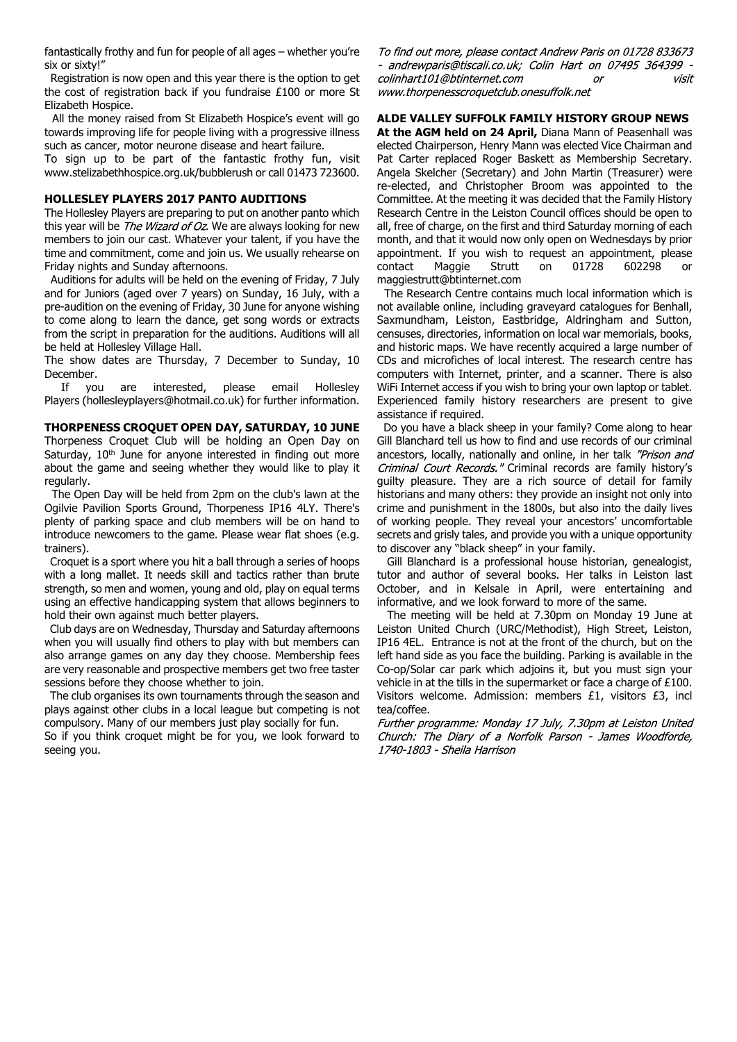fantastically frothy and fun for people of all ages – whether you're six or sixty!"

Registration is now open and this year there is the option to get the cost of registration back if you fundraise £100 or more St Elizabeth Hospice.

All the money raised from St Elizabeth Hospice's event will go towards improving life for people living with a progressive illness such as cancer, motor neurone disease and heart failure.

To sign up to be part of the fantastic frothy fun, visit www.stelizabethhospice.org.uk/bubblerush or call 01473 723600.

### HOLLESLEY PLAYERS 2017 PANTO AUDITIONS

The Hollesley Players are preparing to put on another panto which this year will be *The Wizard of Oz*. We are always looking for new members to join our cast. Whatever your talent, if you have the time and commitment, come and join us. We usually rehearse on Friday nights and Sunday afternoons.

Auditions for adults will be held on the evening of Friday, 7 July and for Juniors (aged over 7 years) on Sunday, 16 July, with a pre-audition on the evening of Friday, 30 June for anyone wishing to come along to learn the dance, get song words or extracts from the script in preparation for the auditions. Auditions will all be held at Hollesley Village Hall.

The show dates are Thursday, 7 December to Sunday, 10 December.

If you are interested, please email Hollesley Players (hollesleyplayers@hotmail.co.uk) for further information.

### THORPENESS CROQUET OPEN DAY, SATURDAY, 10 JUNE

Thorpeness Croquet Club will be holding an Open Day on Saturday, 10th June for anyone interested in finding out more about the game and seeing whether they would like to play it regularly.

The Open Day will be held from 2pm on the club's lawn at the Ogilvie Pavilion Sports Ground, Thorpeness IP16 4LY. There's plenty of parking space and club members will be on hand to introduce newcomers to the game. Please wear flat shoes (e.g. trainers).

Croquet is a sport where you hit a ball through a series of hoops with a long mallet. It needs skill and tactics rather than brute strength, so men and women, young and old, play on equal terms using an effective handicapping system that allows beginners to hold their own against much better players.

Club days are on Wednesday, Thursday and Saturday afternoons when you will usually find others to play with but members can also arrange games on any day they choose. Membership fees are very reasonable and prospective members get two free taster sessions before they choose whether to join.

The club organises its own tournaments through the season and plays against other clubs in a local league but competing is not compulsory. Many of our members just play socially for fun.

So if you think croquet might be for you, we look forward to seeing you.

*To find out more, please contact Andrew Paris on 01728 833673 - andrewparis@tiscali.co.uk; Colin Hart on 07495 364399 - colinhart101@btinternet.com or visit www.thorpenesscroquetclub.onesuffolk.net*

### ALDE VALLEY SUFFOLK FAMILY HISTORY GROUP NEWS

**At the AGM held on 24 April,** Diana Mann of Peasenhall was elected Chairperson, Henry Mann was elected Vice Chairman and Pat Carter replaced Roger Baskett as Membership Secretary. Angela Skelcher (Secretary) and John Martin (Treasurer) were re-elected, and Christopher Broom was appointed to the Committee. At the meeting it was decided that the Family History Research Centre in the Leiston Council offices should be open to all, free of charge, on the first and third Saturday morning of each month, and that it would now only open on Wednesdays by prior appointment. If you wish to request an appointment, please contact Maggie Strutt on 01728 602298 or maggiestrutt@btinternet.com

The Research Centre contains much local information which is not available online, including graveyard catalogues for Benhall, Saxmundham, Leiston, Eastbridge, Aldringham and Sutton, censuses, directories, information on local war memorials, books, and historic maps. We have recently acquired a large number of CDs and microfiches of local interest. The research centre has computers with Internet, printer, and a scanner. There is also WiFi Internet access if you wish to bring your own laptop or tablet. Experienced family history researchers are present to give assistance if required.

Do you have a black sheep in your family? Come along to hear Gill Blanchard tell us how to find and use records of our criminal ancestors, locally, nationally and online, in her talk *"Prison and Criminal Court Records."* Criminal records are family history's guilty pleasure. They are a rich source of detail for family historians and many others: they provide an insight not only into crime and punishment in the 1800s, but also into the daily lives of working people. They reveal your ancestors' uncomfortable secrets and grisly tales, and provide you with a unique opportunity to discover any "black sheep" in your family.

Gill Blanchard is a professional house historian, genealogist, tutor and author of several books. Her talks in Leiston last October, and in Kelsale in April, were entertaining and informative, and we look forward to more of the same.

The meeting will be held at 7.30pm on Monday 19 June at Leiston United Church (URC/Methodist), High Street, Leiston, IP16 4EL. Entrance is not at the front of the church, but on the left hand side as you face the building. Parking is available in the Co-op/Solar car park which adjoins it, but you must sign your vehicle in at the tills in the supermarket or face a charge of £100. Visitors welcome. Admission: members £1, visitors £3, incl tea/coffee.

*Further programme: Monday 17 July, 7.30pm at Leiston United Church: The Diary of a Norfolk Parson - James Woodforde, 1740-1803 - Sheila Harrison*